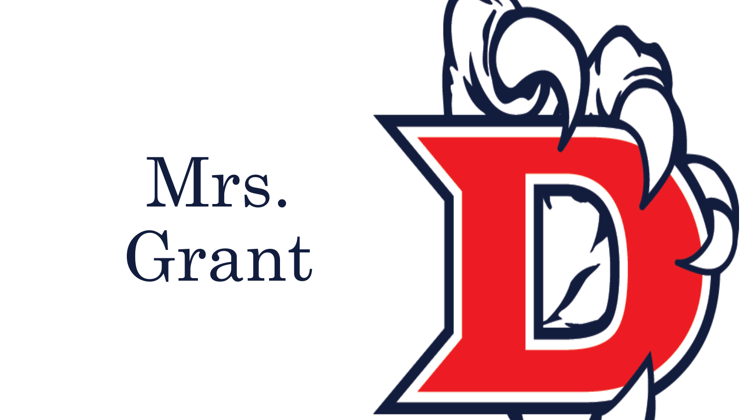# Mrs. Grant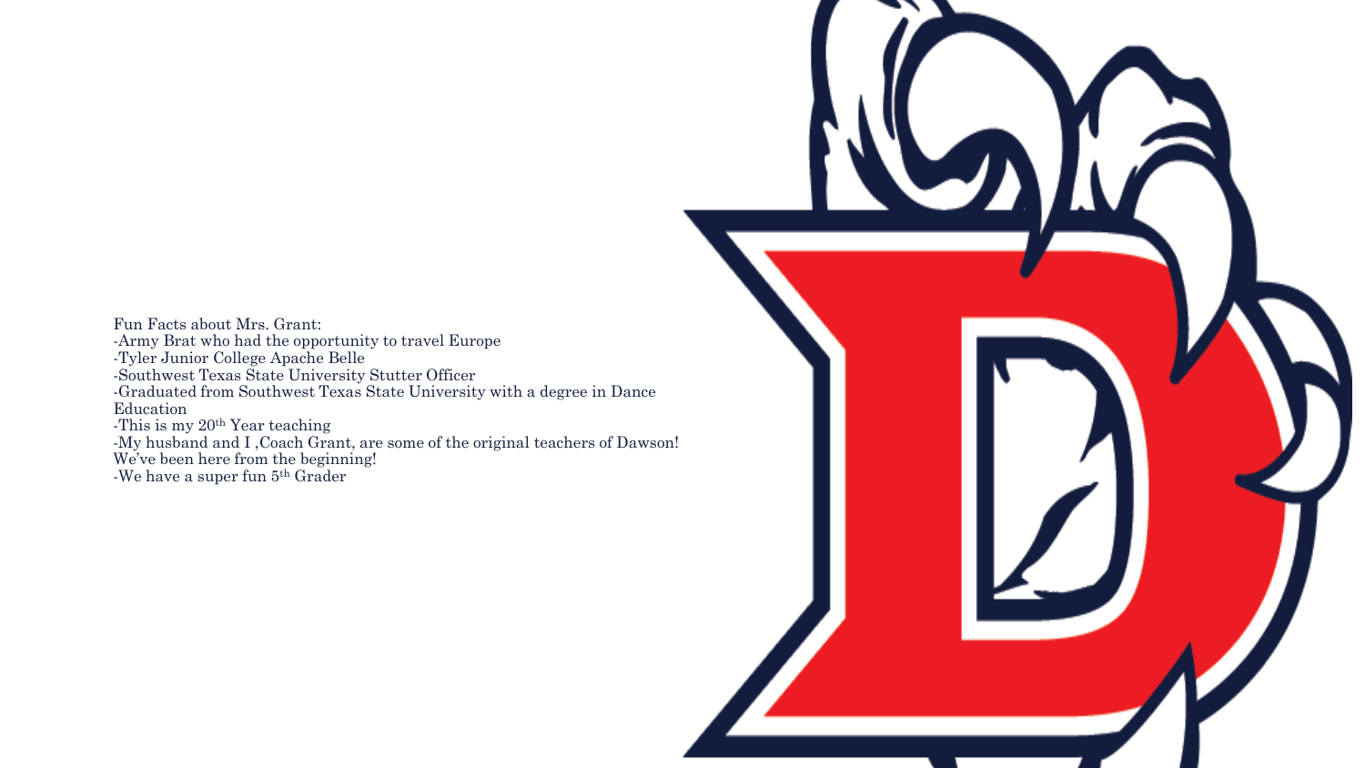Fun Facts about Mrs. Grant:

-Army Brat who had the opportunity to travel Europe

-Tyler Junior College Apache Belle

-Southwest Texas State University Stutter Officer

-Graduated from Southwest Texas State University with a degree in Dance Education

-This is my 20th Year teaching

-My husband and I ,Coach Grant, are some of the original teachers of Dawson! We've been here from the beginning!

-We have a super fun 5th Grader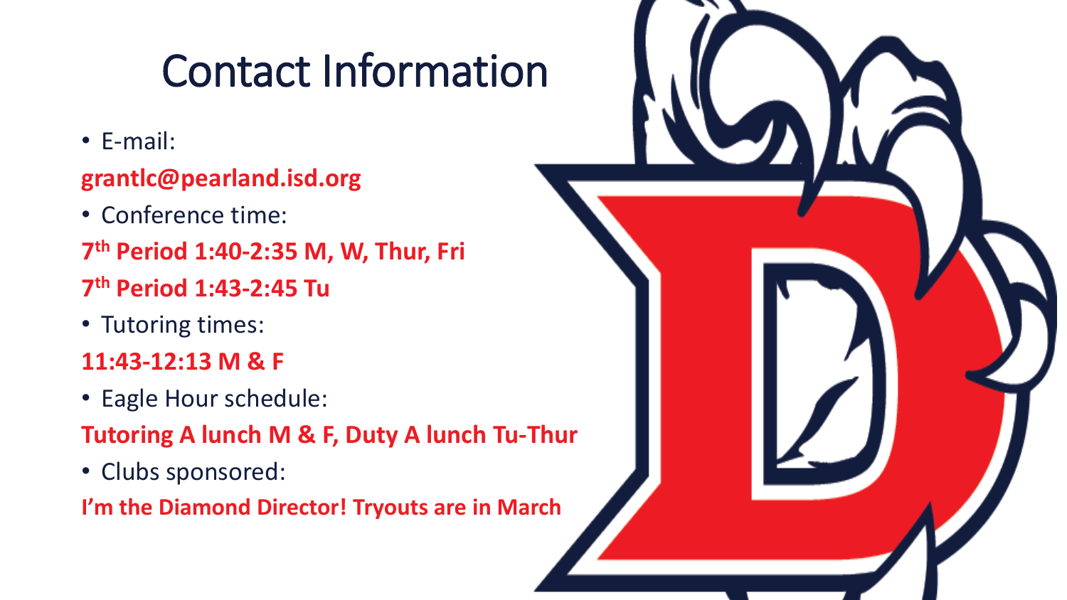# Contact Information

- E-mail:

**grantlc@pearland.isd.org**

- Conference time:

**7th Period 1:40-2:35 M, W, Thur, Fri**

**7th Period 1:43-2:45 Tu**

- Tutoring times:

**11:43-12:13 M & F**

- Eagle Hour schedule:

**Tutoring A lunch M & F, Duty A lunch Tu-Thur**

- Clubs sponsored:

**I'm the Diamond Director! Tryouts are in March**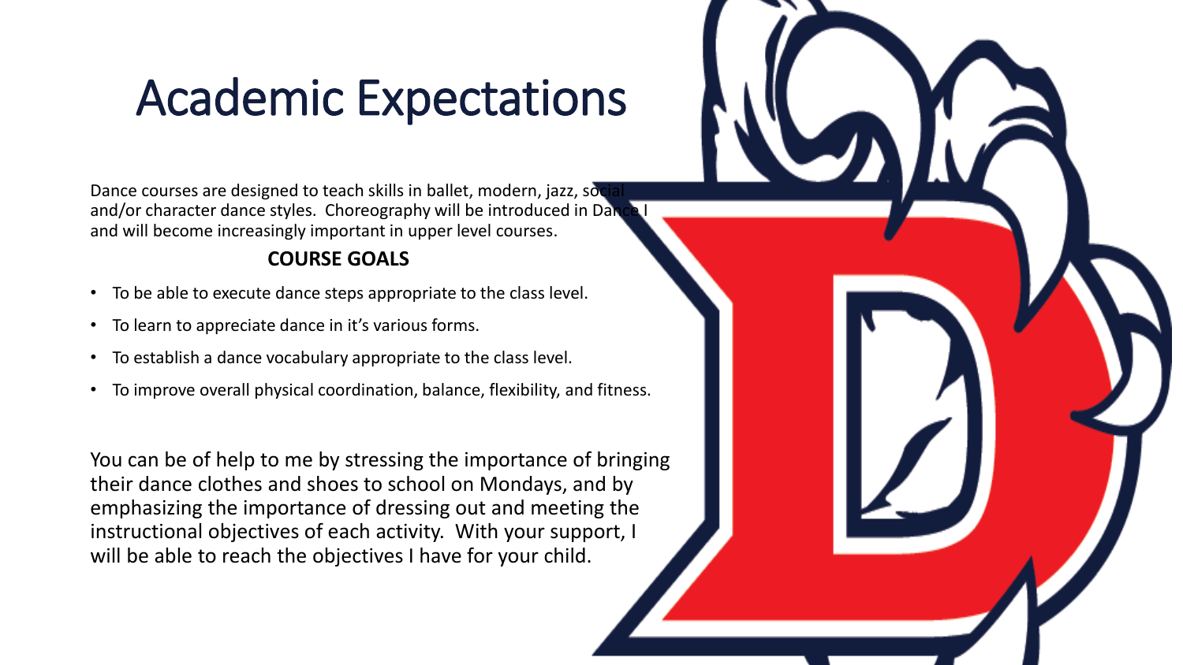# Academic Expectations

Dance courses are designed to teach skills in ballet, modern, jazz, social and/or character dance styles. Choreography will be introduced in Dance I and will become increasingly important in upper level courses.

**COURSE GOALS**

- To be able to execute dance steps appropriate to the class level.
- To learn to appreciate dance in it's various forms.
- To establish a dance vocabulary appropriate to the class level.
- To improve overall physical coordination, balance, flexibility, and fitness.

You can be of help to me by stressing the importance of bringing their dance clothes and shoes to school on Mondays, and by emphasizing the importance of dressing out and meeting the instructional objectives of each activity. With your support, I will be able to reach the objectives I have for your child.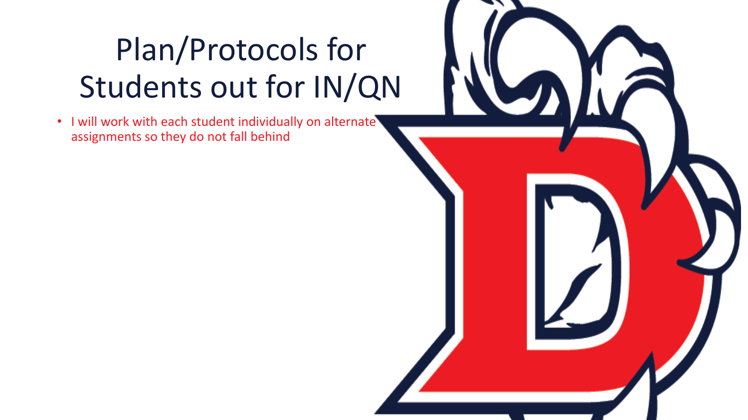# Plan/Protocols for Students out for IN/QN

- I will work with each student individually on alternate assignments so they do not fall behind